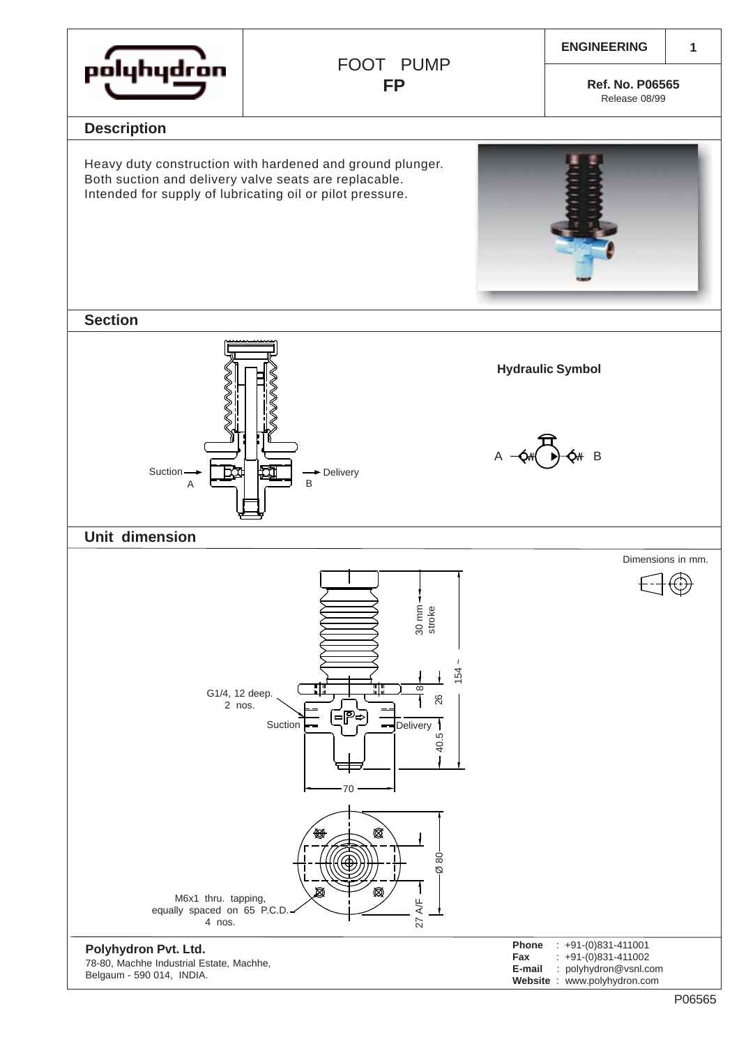# FOOT PUMP

**FP**

**ENGINEERING**

**Ref. No. P06565**

Release 08/99

## Description

Heavy duty construction with hardened and ground plunger.
Both suction and delivery valve seats are replacable.
Intended for supply of lubricating oil or pilot pressure.

## Section

Suction A → Delivery B

**Hydraulic Symbol**

A — B

## Unit dimension

Dimensions in mm.

30 mm stroke

154 ~

8

26

40.5

70

G1/4, 12 deep. 2 nos.

Suction

Delivery

Ø 80

27 A/F

M6x1 thru. tapping, equally spaced on 65 P.C.D. 4 nos.

**Polyhydron Pvt. Ltd.**
78-80, Machhe Industrial Estate, Machhe,
Belgaum - 590 014, INDIA.

**Phone** : +91-(0)831-411001
**Fax** : +91-(0)831-411002
**E-mail** : polyhydron@vsnl.com
**Website** : www.polyhydron.com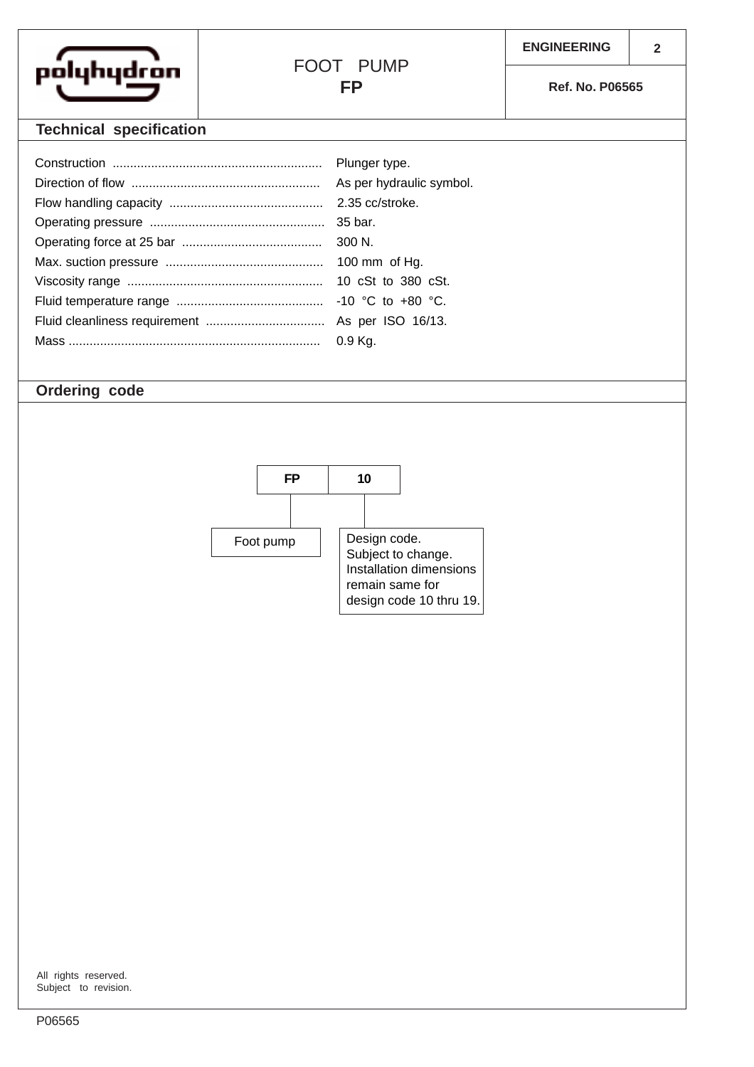| | | | |
|---|---|---|---|
| polyhydron | FOOT PUMP **FP** | **ENGINEERING** | **2** |
| | | **Ref. No. P06565** | |

## Technical specification

| | |
|---|---|
| Construction | Plunger type. |
| Direction of flow | As per hydraulic symbol. |
| Flow handling capacity | 2.35 cc/stroke. |
| Operating pressure | 35 bar. |
| Operating force at 25 bar | 300 N. |
| Max. suction pressure | 100 mm of Hg. |
| Viscosity range | 10 cSt to 380 cSt. |
| Fluid temperature range | -10 °C to +80 °C. |
| Fluid cleanliness requirement | As per ISO 16/13. |
| Mass | 0.9 Kg. |

## Ordering code

| **FP** | **10** |
|---|---|
| Foot pump | Design code. Subject to change. Installation dimensions remain same for design code 10 thru 19. |

All rights reserved.
Subject to revision.